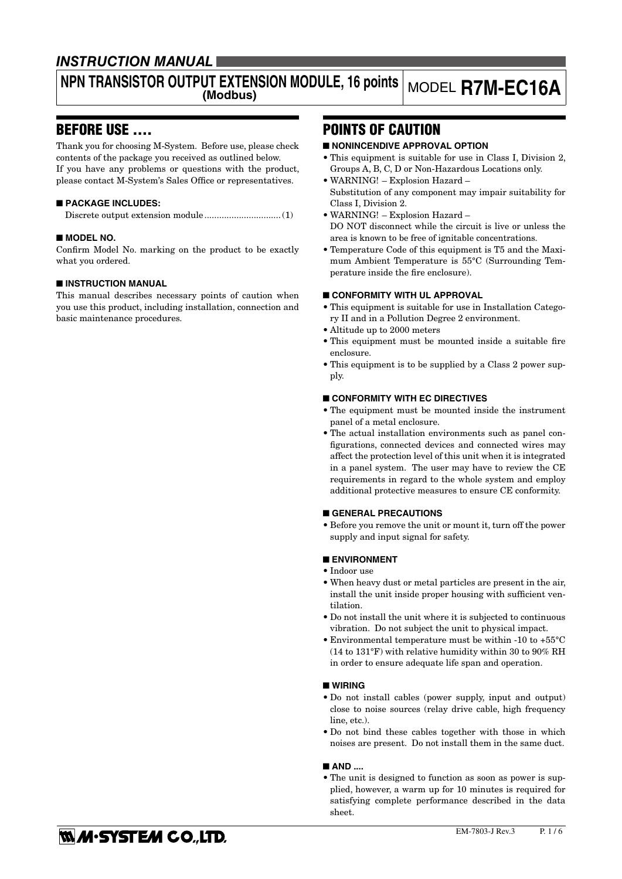*INSTRUCTION MANUAL*

# NPN TRANSISTOR OUTPUT EXTENSION MODULE, 16 points (Modbus) — MODEL R7M-EC16A

## BEFORE USE ....

Thank you for choosing M-System. Before use, please check contents of the package you received as outlined below.
If you have any problems or questions with the product, please contact M-System's Sales Office or representatives.

### ■ PACKAGE INCLUDES:

Discrete output extension module ............................... (1)

### ■ MODEL NO.

Confirm Model No. marking on the product to be exactly what you ordered.

### ■ INSTRUCTION MANUAL

This manual describes necessary points of caution when you use this product, including installation, connection and basic maintenance procedures.

## POINTS OF CAUTION

### ■ NONINCENDIVE APPROVAL OPTION

- This equipment is suitable for use in Class I, Division 2, Groups A, B, C, D or Non-Hazardous Locations only.
- WARNING! – Explosion Hazard –
  Substitution of any component may impair suitability for Class I, Division 2.
- WARNING! – Explosion Hazard –
  DO NOT disconnect while the circuit is live or unless the area is known to be free of ignitable concentrations.
- Temperature Code of this equipment is T5 and the Maximum Ambient Temperature is 55°C (Surrounding Temperature inside the fire enclosure).

### ■ CONFORMITY WITH UL APPROVAL

- This equipment is suitable for use in Installation Category II and in a Pollution Degree 2 environment.
- Altitude up to 2000 meters
- This equipment must be mounted inside a suitable fire enclosure.
- This equipment is to be supplied by a Class 2 power supply.

### ■ CONFORMITY WITH EC DIRECTIVES

- The equipment must be mounted inside the instrument panel of a metal enclosure.
- The actual installation environments such as panel configurations, connected devices and connected wires may affect the protection level of this unit when it is integrated in a panel system. The user may have to review the CE requirements in regard to the whole system and employ additional protective measures to ensure CE conformity.

### ■ GENERAL PRECAUTIONS

- Before you remove the unit or mount it, turn off the power supply and input signal for safety.

### ■ ENVIRONMENT

- Indoor use
- When heavy dust or metal particles are present in the air, install the unit inside proper housing with sufficient ventilation.
- Do not install the unit where it is subjected to continuous vibration. Do not subject the unit to physical impact.
- Environmental temperature must be within -10 to +55°C (14 to 131°F) with relative humidity within 30 to 90% RH in order to ensure adequate life span and operation.

### ■ WIRING

- Do not install cables (power supply, input and output) close to noise sources (relay drive cable, high frequency line, etc.).
- Do not bind these cables together with those in which noises are present. Do not install them in the same duct.

### ■ AND ....

- The unit is designed to function as soon as power is supplied, however, a warm up for 10 minutes is required for satisfying complete performance described in the data sheet.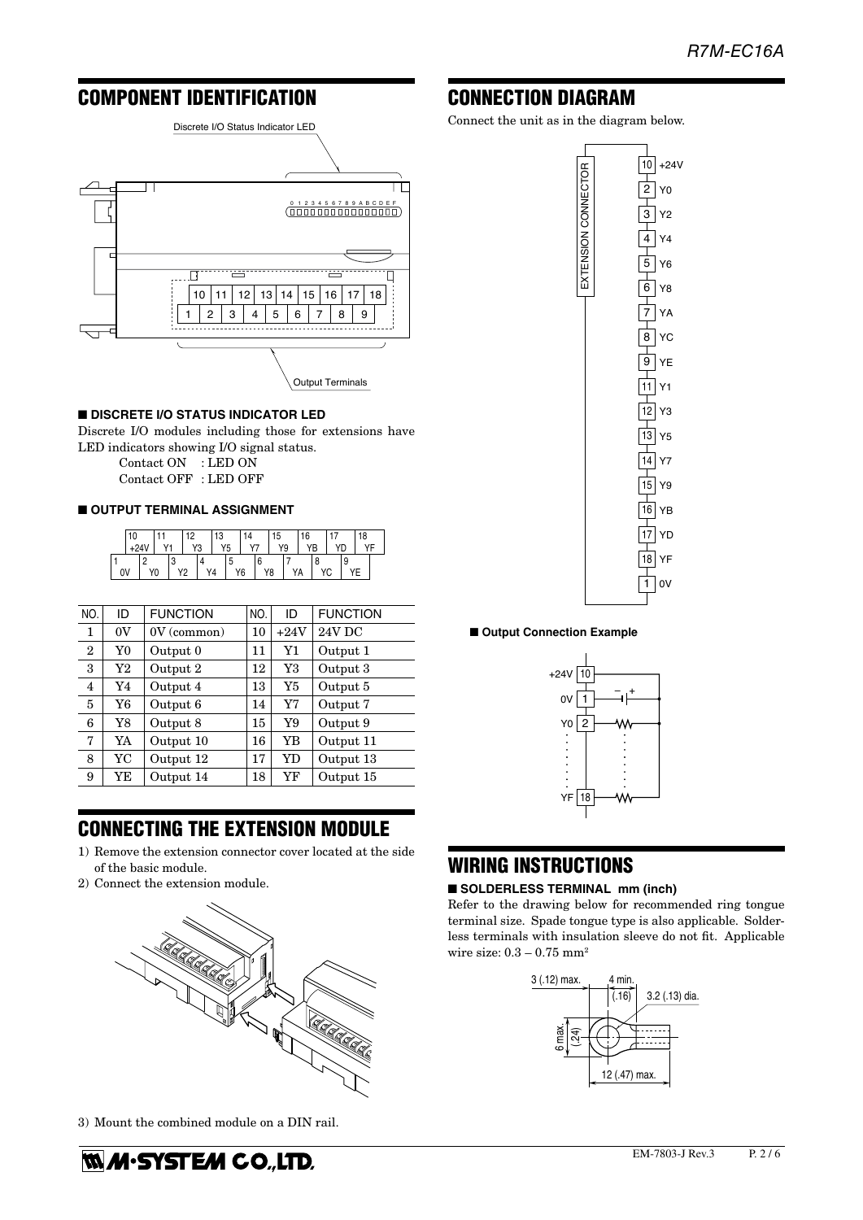## COMPONENT IDENTIFICATION

### ■ DISCRETE I/O STATUS INDICATOR LED

Discrete I/O modules including those for extensions have LED indicators showing I/O signal status.

Contact ON : LED ON
Contact OFF : LED OFF

### ■ OUTPUT TERMINAL ASSIGNMENT

| NO. | ID | FUNCTION | NO. | ID | FUNCTION |
|---|---|---|---|---|---|
| 1 | 0V | 0V (common) | 10 | +24V | 24V DC |
| 2 | Y0 | Output 0 | 11 | Y1 | Output 1 |
| 3 | Y2 | Output 2 | 12 | Y3 | Output 3 |
| 4 | Y4 | Output 4 | 13 | Y5 | Output 5 |
| 5 | Y6 | Output 6 | 14 | Y7 | Output 7 |
| 6 | Y8 | Output 8 | 15 | Y9 | Output 9 |
| 7 | YA | Output 10 | 16 | YB | Output 11 |
| 8 | YC | Output 12 | 17 | YD | Output 13 |
| 9 | YE | Output 14 | 18 | YF | Output 15 |

## CONNECTING THE EXTENSION MODULE

1) Remove the extension connector cover located at the side of the basic module.
2) Connect the extension module.
3) Mount the combined module on a DIN rail.

## CONNECTION DIAGRAM

Connect the unit as in the diagram below.

### ■ Output Connection Example

## WIRING INSTRUCTIONS

### ■ SOLDERLESS TERMINAL mm (inch)

Refer to the drawing below for recommended ring tongue terminal size. Spade tongue type is also applicable. Solderless terminals with insulation sleeve do not fit. Applicable wire size: 0.3 – 0.75 mm$^2$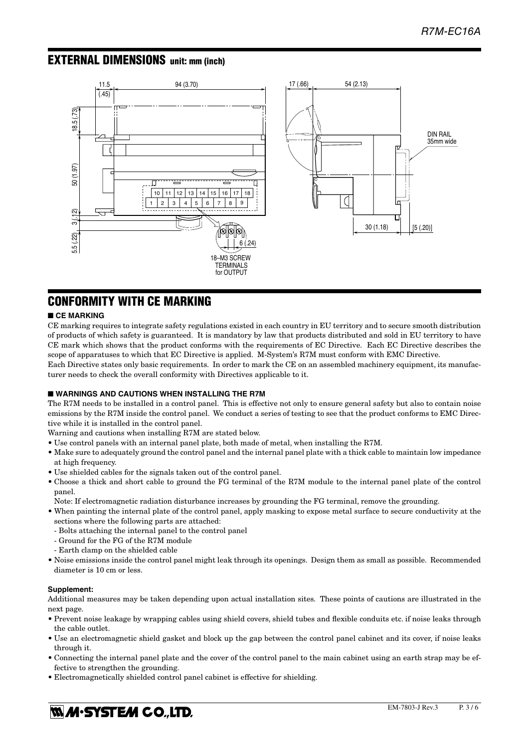## EXTERNAL DIMENSIONS unit: mm (inch)

11.5 (.45)　94 (3.70)　17 (.66)　54 (2.13)

18.5 (.73)　50 (1.97)　3 (.12)　5.5 (.22)

DIN RAIL 35mm wide

30 (1.18)　[5 (.20)]

6 (.24)

18–M3 SCREW TERMINALS for OUTPUT

## CONFORMITY WITH CE MARKING

### ■ CE MARKING

CE marking requires to integrate safety regulations existed in each country in EU territory and to secure smooth distribution of products of which safety is guaranteed. It is mandatory by law that products distributed and sold in EU territory to have CE mark which shows that the product conforms with the requirements of EC Directive. Each EC Directive describes the scope of apparatuses to which that EC Directive is applied. M-System's R7M must conform with EMC Directive.

Each Directive states only basic requirements. In order to mark the CE on an assembled machinery equipment, its manufacturer needs to check the overall conformity with Directives applicable to it.

### ■ WARNINGS AND CAUTIONS WHEN INSTALLING THE R7M

The R7M needs to be installed in a control panel. This is effective not only to ensure general safety but also to contain noise emissions by the R7M inside the control panel. We conduct a series of testing to see that the product conforms to EMC Directive while it is installed in the control panel.

Warning and cautions when installing R7M are stated below.

- Use control panels with an internal panel plate, both made of metal, when installing the R7M.
- Make sure to adequately ground the control panel and the internal panel plate with a thick cable to maintain low impedance at high frequency.
- Use shielded cables for the signals taken out of the control panel.
- Choose a thick and short cable to ground the FG terminal of the R7M module to the internal panel plate of the control panel.
  Note: If electromagnetic radiation disturbance increases by grounding the FG terminal, remove the grounding.
- When painting the internal plate of the control panel, apply masking to expose metal surface to secure conductivity at the sections where the following parts are attached:
  - Bolts attaching the internal panel to the control panel
  - Ground for the FG of the R7M module
  - Earth clamp on the shielded cable
- Noise emissions inside the control panel might leak through its openings. Design them as small as possible. Recommended diameter is 10 cm or less.

#### Supplement:

Additional measures may be taken depending upon actual installation sites. These points of cautions are illustrated in the next page.

- Prevent noise leakage by wrapping cables using shield covers, shield tubes and flexible conduits etc. if noise leaks through the cable outlet.
- Use an electromagnetic shield gasket and block up the gap between the control panel cabinet and its cover, if noise leaks through it.
- Connecting the internal panel plate and the cover of the control panel to the main cabinet using an earth strap may be effective to strengthen the grounding.
- Electromagnetically shielded control panel cabinet is effective for shielding.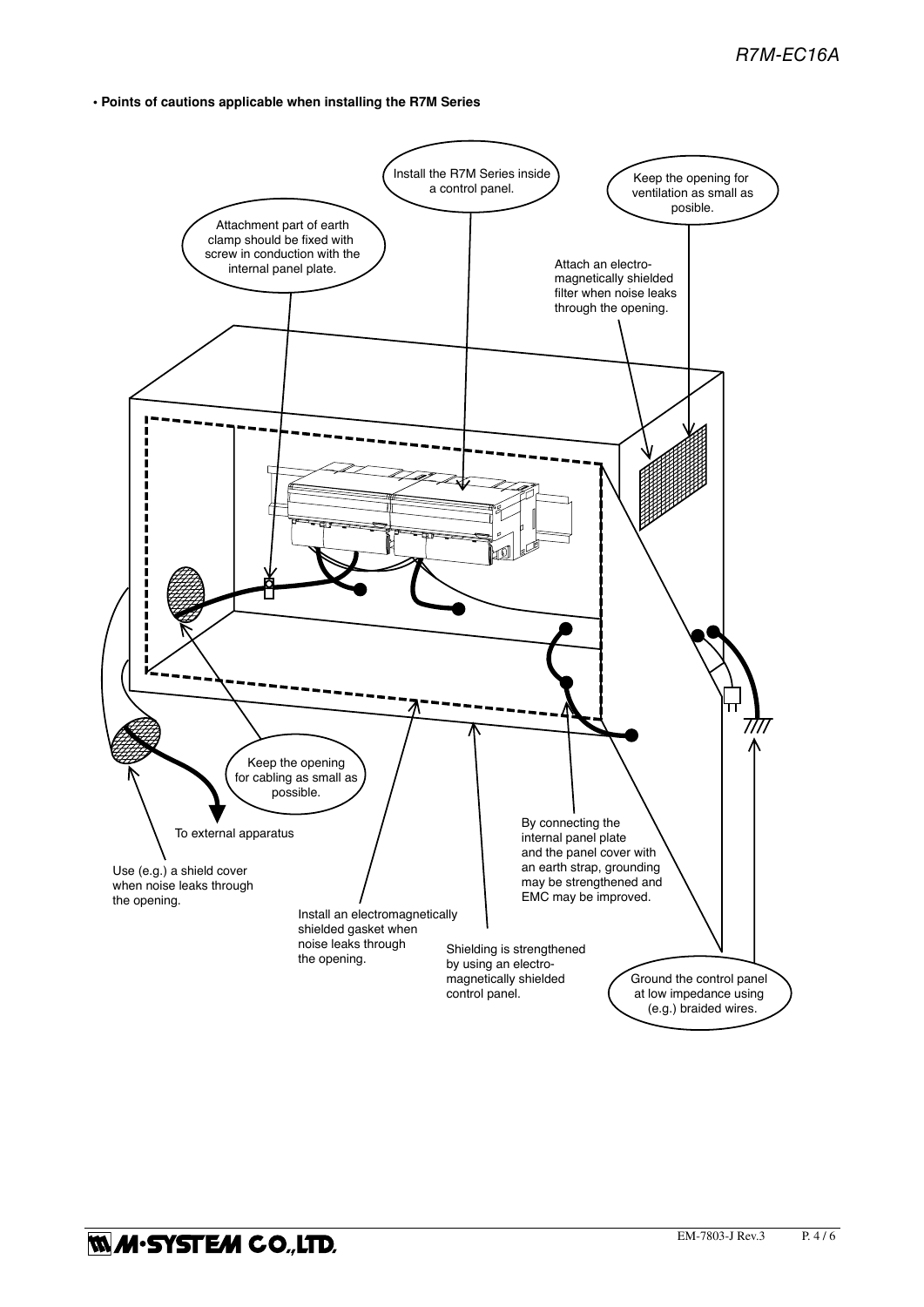• **Points of cautions applicable when installing the R7M Series**

Install the R7M Series inside a control panel.

Keep the opening for ventilation as small as posible.

Attachment part of earth clamp should be fixed with screw in conduction with the internal panel plate.

Attach an electro-magnetically shielded filter when noise leaks through the opening.

Keep the opening for cabling as small as possible.

To external apparatus

Use (e.g.) a shield cover when noise leaks through the opening.

Install an electromagnetically shielded gasket when noise leaks through the opening.

Shielding is strengthened by using an electro-magnetically shielded control panel.

By connecting the internal panel plate and the panel cover with an earth strap, grounding may be strengthened and EMC may be improved.

Ground the control panel at low impedance using (e.g.) braided wires.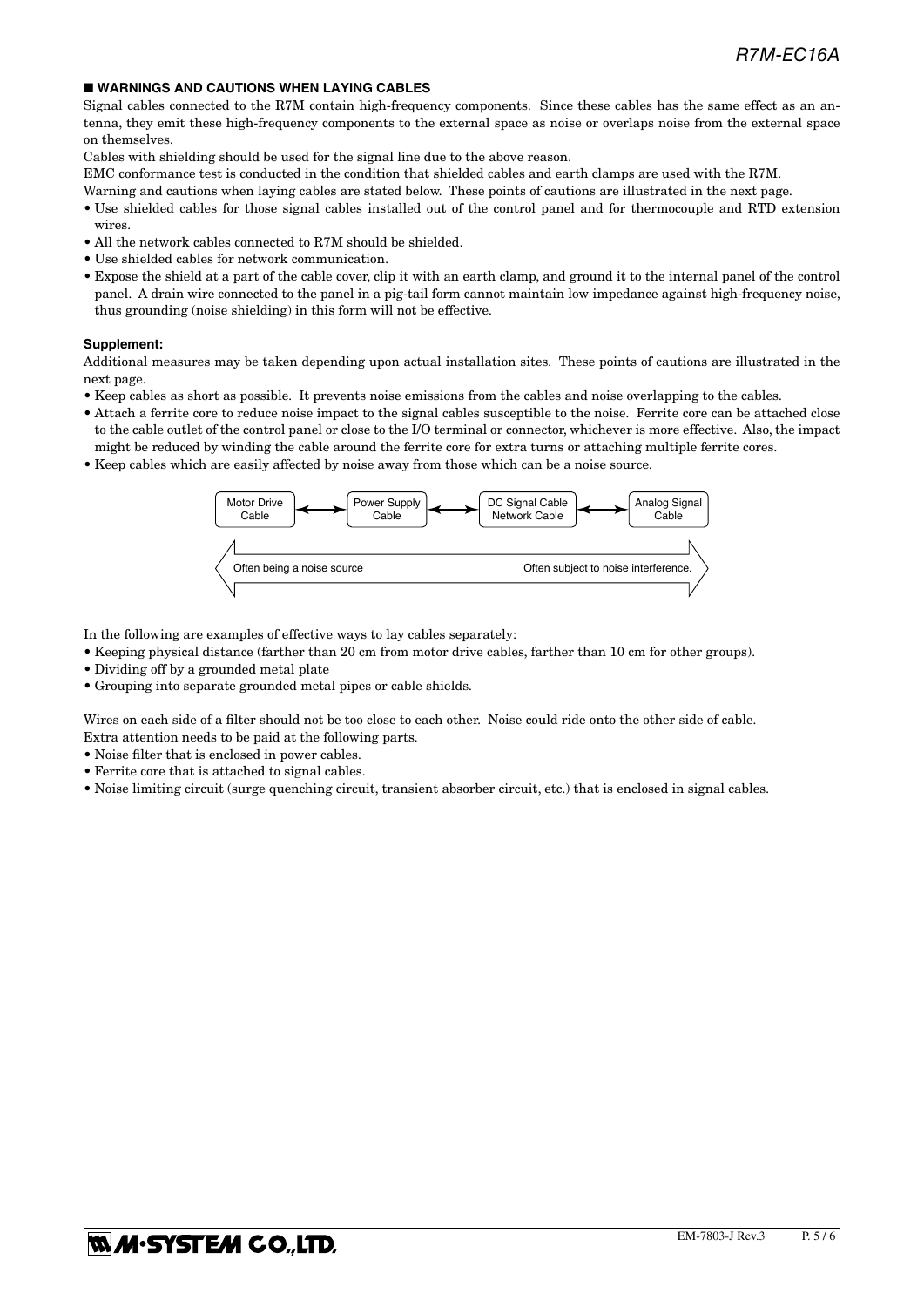## ■ WARNINGS AND CAUTIONS WHEN LAYING CABLES

Signal cables connected to the R7M contain high-frequency components. Since these cables has the same effect as an antenna, they emit these high-frequency components to the external space as noise or overlaps noise from the external space on themselves.

Cables with shielding should be used for the signal line due to the above reason.

EMC conformance test is conducted in the condition that shielded cables and earth clamps are used with the R7M.

Warning and cautions when laying cables are stated below. These points of cautions are illustrated in the next page.

- Use shielded cables for those signal cables installed out of the control panel and for thermocouple and RTD extension wires.
- All the network cables connected to R7M should be shielded.
- Use shielded cables for network communication.
- Expose the shield at a part of the cable cover, clip it with an earth clamp, and ground it to the internal panel of the control panel. A drain wire connected to the panel in a pig-tail form cannot maintain low impedance against high-frequency noise, thus grounding (noise shielding) in this form will not be effective.

**Supplement:**

Additional measures may be taken depending upon actual installation sites. These points of cautions are illustrated in the next page.

- Keep cables as short as possible. It prevents noise emissions from the cables and noise overlapping to the cables.
- Attach a ferrite core to reduce noise impact to the signal cables susceptible to the noise. Ferrite core can be attached close to the cable outlet of the control panel or close to the I/O terminal or connector, whichever is more effective. Also, the impact might be reduced by winding the cable around the ferrite core for extra turns or attaching multiple ferrite cores.
- Keep cables which are easily affected by noise away from those which can be a noise source.

Motor Drive Cable ⟷ Power Supply Cable ⟷ DC Signal Cable Network Cable ⟷ Analog Signal Cable

Often being a noise source ⟷ Often subject to noise interference.

In the following are examples of effective ways to lay cables separately:

- Keeping physical distance (farther than 20 cm from motor drive cables, farther than 10 cm for other groups).
- Dividing off by a grounded metal plate
- Grouping into separate grounded metal pipes or cable shields.

Wires on each side of a filter should not be too close to each other. Noise could ride onto the other side of cable.
Extra attention needs to be paid at the following parts.

- Noise filter that is enclosed in power cables.
- Ferrite core that is attached to signal cables.
- Noise limiting circuit (surge quenching circuit, transient absorber circuit, etc.) that is enclosed in signal cables.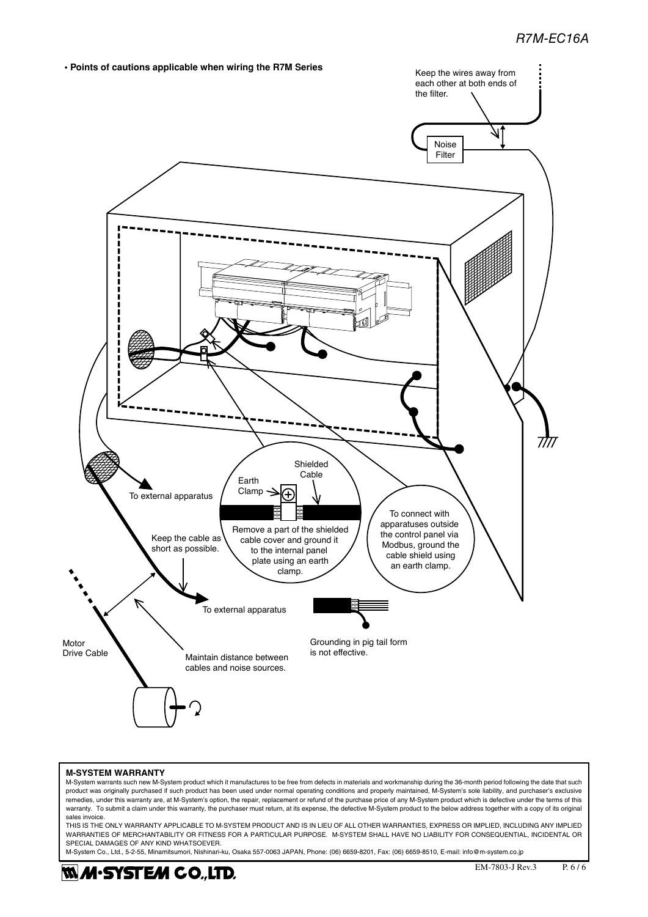• **Points of cautions applicable when wiring the R7M Series**

Keep the wires away from each other at both ends of the filter.

Noise Filter

Shielded Cable

Earth Clamp

Remove a part of the shielded cable cover and ground it to the internal panel plate using an earth clamp.

To connect with apparatuses outside the control panel via Modbus, ground the cable shield using an earth clamp.

To external apparatus

Keep the cable as short as possible.

To external apparatus

Motor Drive Cable

Maintain distance between cables and noise sources.

Grounding in pig tail form is not effective.

**M-SYSTEM WARRANTY**

M-System warrants such new M-System product which it manufactures to be free from defects in materials and workmanship during the 36-month period following the date that such product was originally purchased if such product has been used under normal operating conditions and properly maintained, M-System's sole liability, and purchaser's exclusive remedies, under this warranty are, at M-System's option, the repair, replacement or refund of the purchase price of any M-System product which is defective under the terms of this warranty. To submit a claim under this warranty, the purchaser must return, at its expense, the defective M-System product to the below address together with a copy of its original sales invoice.

THIS IS THE ONLY WARRANTY APPLICABLE TO M-SYSTEM PRODUCT AND IS IN LIEU OF ALL OTHER WARRANTIES, EXPRESS OR IMPLIED, INCLUDING ANY IMPLIED WARRANTIES OF MERCHANTABILITY OR FITNESS FOR A PARTICULAR PURPOSE. M-SYSTEM SHALL HAVE NO LIABILITY FOR CONSEQUENTIAL, INCIDENTAL OR SPECIAL DAMAGES OF ANY KIND WHATSOEVER.

M-System Co., Ltd., 5-2-55, Minamitsumori, Nishinari-ku, Osaka 557-0063 JAPAN, Phone: (06) 6659-8201, Fax: (06) 6659-8510, E-mail: info@m-system.co.jp